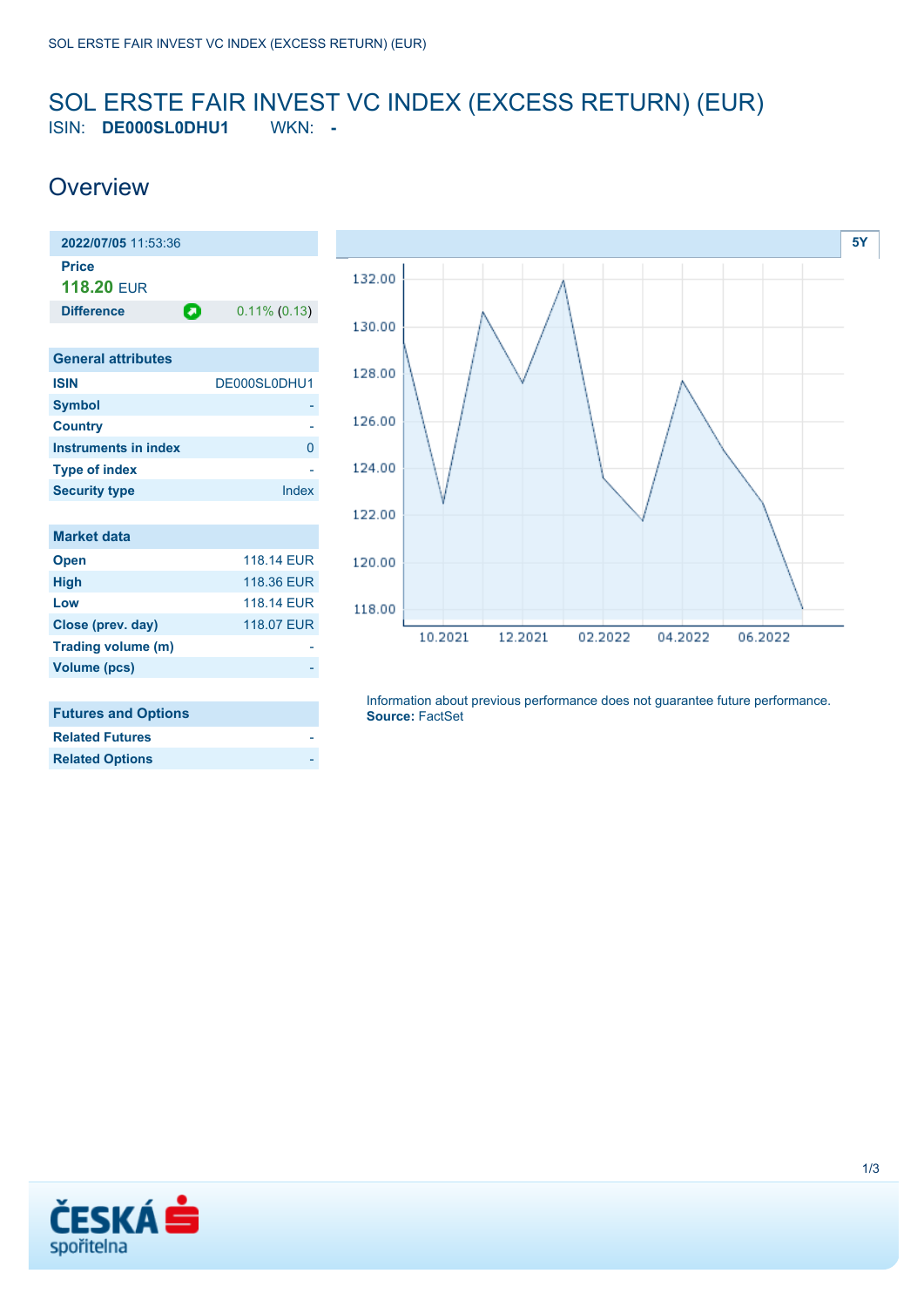# SOL ERSTE FAIR INVEST VC INDEX (EXCESS RETURN) (EUR)

ISIN: **DE000SL0DHU1** WKN: **-**

## Overview

| **2022/07/05** 11:53:36 | |
|---|---|
| **Price** | |
| **118.20** EUR | |
| **Difference** | 0.11% (0.13) |

| General attributes | |
|---|---|
| **ISIN** | DE000SL0DHU1 |
| **Symbol** | - |
| **Country** | - |
| **Instruments in index** | 0 |
| **Type of index** | - |
| **Security type** | Index |

| Market data | |
|---|---|
| **Open** | 118.14 EUR |
| **High** | 118.36 EUR |
| **Low** | 118.14 EUR |
| **Close (prev. day)** | 118.07 EUR |
| **Trading volume (m)** | - |
| **Volume (pcs)** | - |

| Futures and Options | |
|---|---|
| **Related Futures** | - |
| **Related Options** | - |

Information about previous performance does not guarantee future performance.
**Source:** FactSet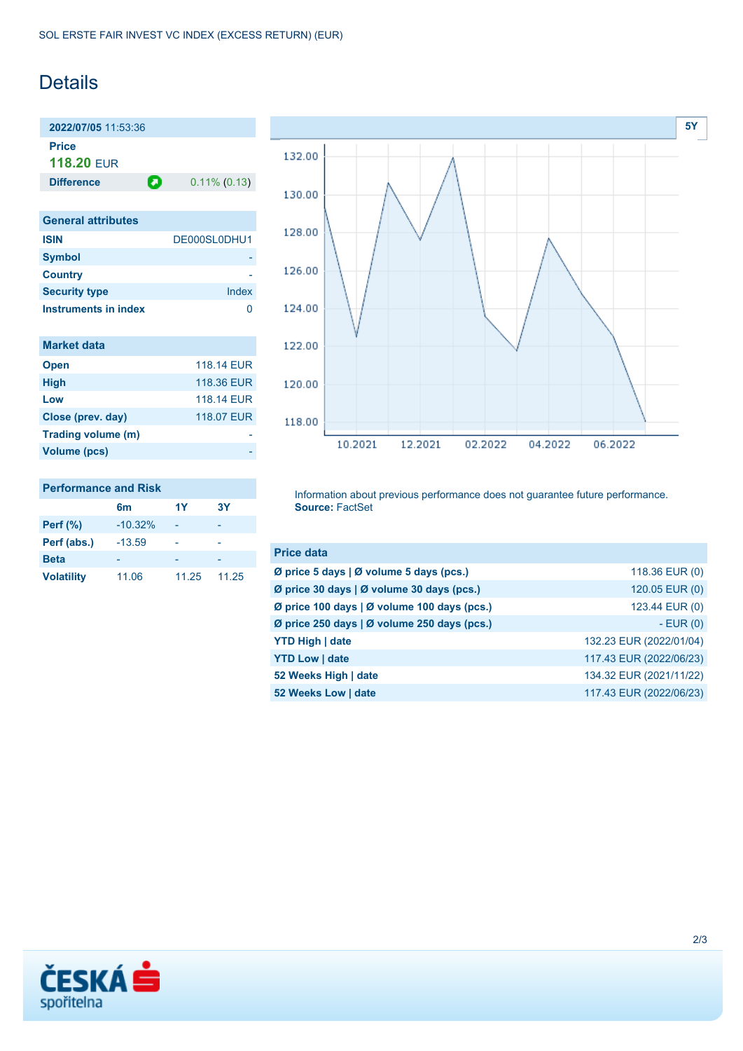SOL ERSTE FAIR INVEST VC INDEX (EXCESS RETURN) (EUR)

# Details

**2022/07/05** 11:53:36

**Price**

**118.20** EUR

| **Difference** | 0.11% (0.13) |
|---|---|

## General attributes

| | |
|---|---|
| **ISIN** | DE000SL0DHU1 |
| **Symbol** | - |
| **Country** | - |
| **Security type** | Index |
| **Instruments in index** | 0 |

## Market data

| | |
|---|---|
| **Open** | 118.14 EUR |
| **High** | 118.36 EUR |
| **Low** | 118.14 EUR |
| **Close (prev. day)** | 118.07 EUR |
| **Trading volume (m)** | - |
| **Volume (pcs)** | - |

## Performance and Risk

| | 6m | 1Y | 3Y |
|---|---|---|---|
| **Perf (%)** | -10.32% | - | - |
| **Perf (abs.)** | -13.59 | - | - |
| **Beta** | - | - | - |
| **Volatility** | 11.06 | 11.25 | 11.25 |

Information about previous performance does not guarantee future performance.
**Source:** FactSet

## Price data

| | |
|---|---|
| **Ø price 5 days \| Ø volume 5 days (pcs.)** | 118.36 EUR (0) |
| **Ø price 30 days \| Ø volume 30 days (pcs.)** | 120.05 EUR (0) |
| **Ø price 100 days \| Ø volume 100 days (pcs.)** | 123.44 EUR (0) |
| **Ø price 250 days \| Ø volume 250 days (pcs.)** | - EUR (0) |
| **YTD High \| date** | 132.23 EUR (2022/01/04) |
| **YTD Low \| date** | 117.43 EUR (2022/06/23) |
| **52 Weeks High \| date** | 134.32 EUR (2021/11/22) |
| **52 Weeks Low \| date** | 117.43 EUR (2022/06/23) |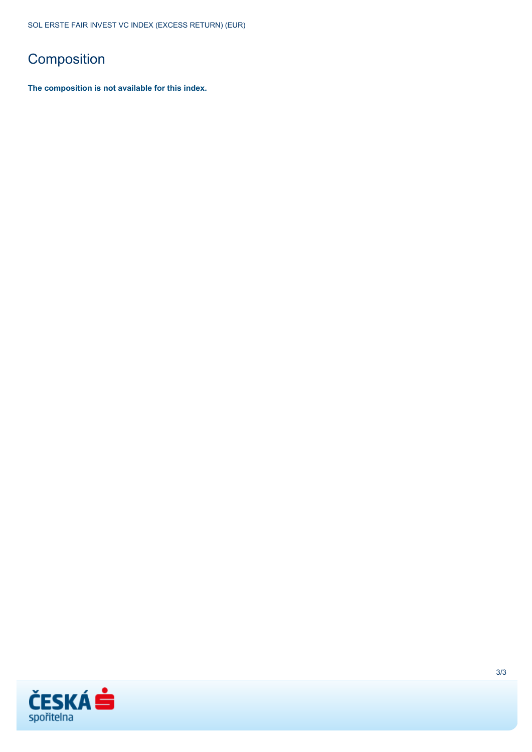## Composition

**The composition is not available for this index.**